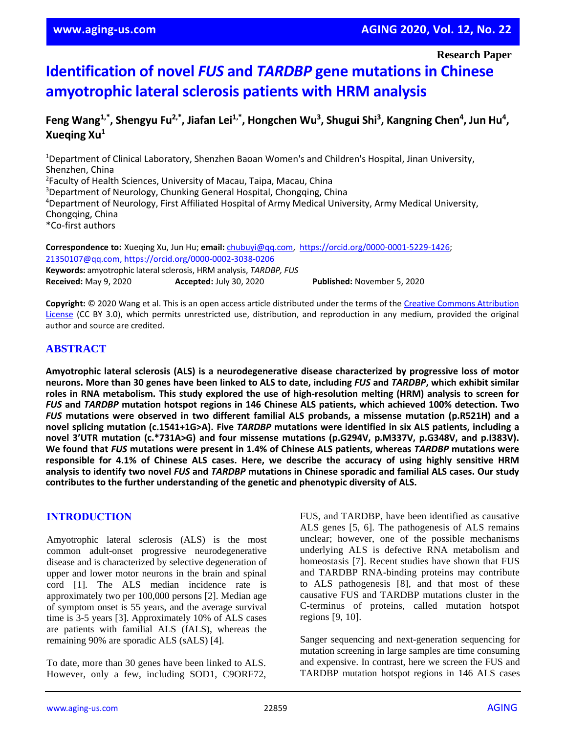Research Paper

# Identification of novel *FUS* and *TARDBP* gene mutations in Chinese amyotrophic lateral sclerosis patients with HRM analysis

**Feng Wang[1,*], Shengyu Fu[2,*], Jiafan Lei[1,*], Hongchen Wu[3], Shugui Shi[3], Kangning Chen[4], Jun Hu[4], Xueqing Xu[1]**

[1]Department of Clinical Laboratory, Shenzhen Baoan Women's and Children's Hospital, Jinan University, Shenzhen, China
[2]Faculty of Health Sciences, University of Macau, Taipa, Macau, China
[3]Department of Neurology, Chunking General Hospital, Chongqing, China
[4]Department of Neurology, First Affiliated Hospital of Army Medical University, Army Medical University, Chongqing, China
*Co-first authors

**Correspondence to:** Xueqing Xu, Jun Hu; **email:** chubuyi@qq.com, https://orcid.org/0000-0001-5229-1426; 21350107@qq.com, https://orcid.org/0000-0002-3038-0206
**Keywords:** amyotrophic lateral sclerosis, HRM analysis, *TARDBP, FUS*
**Received:** May 9, 2020 **Accepted:** July 30, 2020 **Published:** November 5, 2020

**Copyright:** © 2020 Wang et al. This is an open access article distributed under the terms of the Creative Commons Attribution License (CC BY 3.0), which permits unrestricted use, distribution, and reproduction in any medium, provided the original author and source are credited.

## ABSTRACT

**Amyotrophic lateral sclerosis (ALS) is a neurodegenerative disease characterized by progressive loss of motor neurons. More than 30 genes have been linked to ALS to date, including *FUS* and *TARDBP*, which exhibit similar roles in RNA metabolism. This study explored the use of high-resolution melting (HRM) analysis to screen for *FUS* and *TARDBP* mutation hotspot regions in 146 Chinese ALS patients, which achieved 100% detection. Two *FUS* mutations were observed in two different familial ALS probands, a missense mutation (p.R521H) and a novel splicing mutation (c.1541+1G>A). Five *TARDBP* mutations were identified in six ALS patients, including a novel 3'UTR mutation (c.*731A>G) and four missense mutations (p.G294V, p.M337V, p.G348V, and p.I383V). We found that *FUS* mutations were present in 1.4% of Chinese ALS patients, whereas *TARDBP* mutations were responsible for 4.1% of Chinese ALS cases. Here, we describe the accuracy of using highly sensitive HRM analysis to identify two novel *FUS* and *TARDBP* mutations in Chinese sporadic and familial ALS cases. Our study contributes to the further understanding of the genetic and phenotypic diversity of ALS.**

## INTRODUCTION

Amyotrophic lateral sclerosis (ALS) is the most common adult-onset progressive neurodegenerative disease and is characterized by selective degeneration of upper and lower motor neurons in the brain and spinal cord [1]. The ALS median incidence rate is approximately two per 100,000 persons [2]. Median age of symptom onset is 55 years, and the average survival time is 3-5 years [3]. Approximately 10% of ALS cases are patients with familial ALS (fALS), whereas the remaining 90% are sporadic ALS (sALS) [4].

To date, more than 30 genes have been linked to ALS. However, only a few, including SOD1, C9ORF72, FUS, and TARDBP, have been identified as causative ALS genes [5, 6]. The pathogenesis of ALS remains unclear; however, one of the possible mechanisms underlying ALS is defective RNA metabolism and homeostasis [7]. Recent studies have shown that FUS and TARDBP RNA-binding proteins may contribute to ALS pathogenesis [8], and that most of these causative FUS and TARDBP mutations cluster in the C-terminus of proteins, called mutation hotspot regions [9, 10].

Sanger sequencing and next-generation sequencing for mutation screening in large samples are time consuming and expensive. In contrast, here we screen the FUS and TARDBP mutation hotspot regions in 146 ALS cases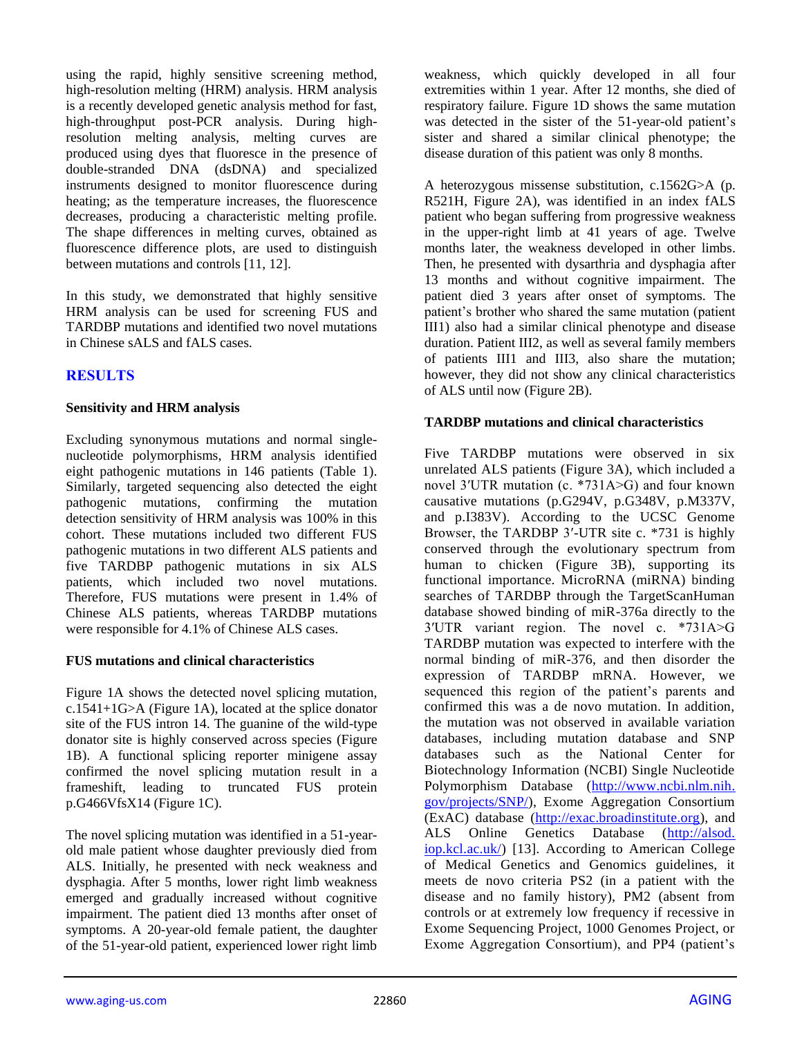using the rapid, highly sensitive screening method, high-resolution melting (HRM) analysis. HRM analysis is a recently developed genetic analysis method for fast, high-throughput post-PCR analysis. During high-resolution melting analysis, melting curves are produced using dyes that fluoresce in the presence of double-stranded DNA (dsDNA) and specialized instruments designed to monitor fluorescence during heating; as the temperature increases, the fluorescence decreases, producing a characteristic melting profile. The shape differences in melting curves, obtained as fluorescence difference plots, are used to distinguish between mutations and controls [11, 12].

In this study, we demonstrated that highly sensitive HRM analysis can be used for screening FUS and TARDBP mutations and identified two novel mutations in Chinese sALS and fALS cases.

## RESULTS

### Sensitivity and HRM analysis

Excluding synonymous mutations and normal single-nucleotide polymorphisms, HRM analysis identified eight pathogenic mutations in 146 patients (Table 1). Similarly, targeted sequencing also detected the eight pathogenic mutations, confirming the mutation detection sensitivity of HRM analysis was 100% in this cohort. These mutations included two different FUS pathogenic mutations in two different ALS patients and five TARDBP pathogenic mutations in six ALS patients, which included two novel mutations. Therefore, FUS mutations were present in 1.4% of Chinese ALS patients, whereas TARDBP mutations were responsible for 4.1% of Chinese ALS cases.

### FUS mutations and clinical characteristics

Figure 1A shows the detected novel splicing mutation, c.1541+1G>A (Figure 1A), located at the splice donator site of the FUS intron 14. The guanine of the wild-type donator site is highly conserved across species (Figure 1B). A functional splicing reporter minigene assay confirmed the novel splicing mutation result in a frameshift, leading to truncated FUS protein p.G466VfsX14 (Figure 1C).

The novel splicing mutation was identified in a 51-year-old male patient whose daughter previously died from ALS. Initially, he presented with neck weakness and dysphagia. After 5 months, lower right limb weakness emerged and gradually increased without cognitive impairment. The patient died 13 months after onset of symptoms. A 20-year-old female patient, the daughter of the 51-year-old patient, experienced lower right limb weakness, which quickly developed in all four extremities within 1 year. After 12 months, she died of respiratory failure. Figure 1D shows the same mutation was detected in the sister of the 51-year-old patient's sister and shared a similar clinical phenotype; the disease duration of this patient was only 8 months.

A heterozygous missense substitution, c.1562G>A (p. R521H, Figure 2A), was identified in an index fALS patient who began suffering from progressive weakness in the upper-right limb at 41 years of age. Twelve months later, the weakness developed in other limbs. Then, he presented with dysarthria and dysphagia after 13 months and without cognitive impairment. The patient died 3 years after onset of symptoms. The patient's brother who shared the same mutation (patient III1) also had a similar clinical phenotype and disease duration. Patient III2, as well as several family members of patients III1 and III3, also share the mutation; however, they did not show any clinical characteristics of ALS until now (Figure 2B).

### TARDBP mutations and clinical characteristics

Five TARDBP mutations were observed in six unrelated ALS patients (Figure 3A), which included a novel 3′UTR mutation (c. *731A>G) and four known causative mutations (p.G294V, p.G348V, p.M337V, and p.I383V). According to the UCSC Genome Browser, the TARDBP 3′-UTR site c. *731 is highly conserved through the evolutionary spectrum from human to chicken (Figure 3B), supporting its functional importance. MicroRNA (miRNA) binding searches of TARDBP through the TargetScanHuman database showed binding of miR-376a directly to the 3′UTR variant region. The novel c. *731A>G TARDBP mutation was expected to interfere with the normal binding of miR-376, and then disorder the expression of TARDBP mRNA. However, we sequenced this region of the patient's parents and confirmed this was a de novo mutation. In addition, the mutation was not observed in available variation databases, including mutation database and SNP databases such as the National Center for Biotechnology Information (NCBI) Single Nucleotide Polymorphism Database (http://www.ncbi.nlm.nih.gov/projects/SNP/), Exome Aggregation Consortium (ExAC) database (http://exac.broadinstitute.org), and ALS Online Genetics Database (http://alsod.iop.kcl.ac.uk/) [13]. According to American College of Medical Genetics and Genomics guidelines, it meets de novo criteria PS2 (in a patient with the disease and no family history), PM2 (absent from controls or at extremely low frequency if recessive in Exome Sequencing Project, 1000 Genomes Project, or Exome Aggregation Consortium), and PP4 (patient's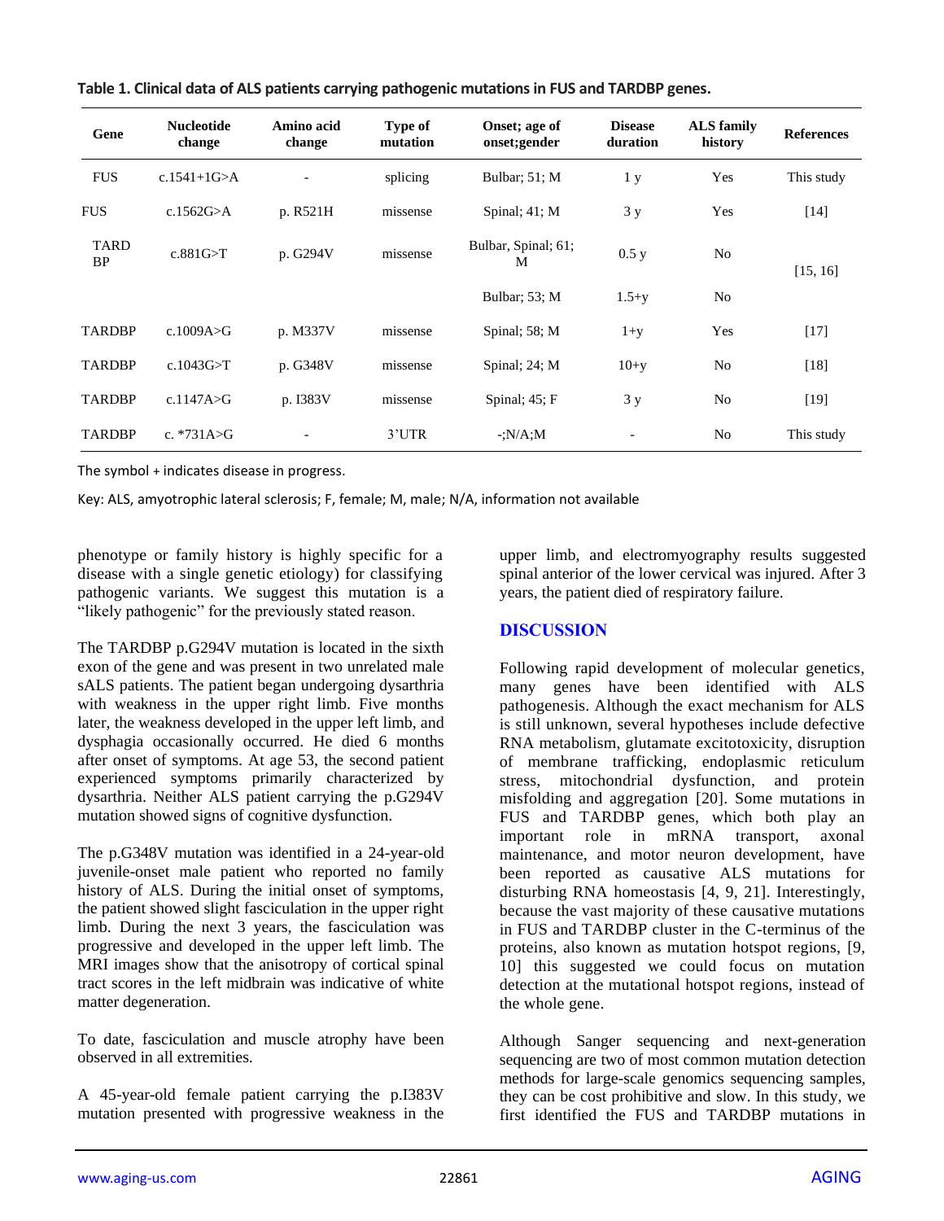**Table 1. Clinical data of ALS patients carrying pathogenic mutations in FUS and TARDBP genes.**

| Gene | Nucleotide change | Amino acid change | Type of mutation | Onset; age of onset;gender | Disease duration | ALS family history | References |
|---|---|---|---|---|---|---|---|
| FUS | c.1541+1G>A | - | splicing | Bulbar; 51; M | 1 y | Yes | This study |
| FUS | c.1562G>A | p. R521H | missense | Spinal; 41; M | 3 y | Yes | [14] |
| TARDBP | c.881G>T | p. G294V | missense | Bulbar, Spinal; 61; M | 0.5 y | No | [15, 16] |
| | | | | Bulbar; 53; M | 1.5+y | No | |
| TARDBP | c.1009A>G | p. M337V | missense | Spinal; 58; M | 1+y | Yes | [17] |
| TARDBP | c.1043G>T | p. G348V | missense | Spinal; 24; M | 10+y | No | [18] |
| TARDBP | c.1147A>G | p. I383V | missense | Spinal; 45; F | 3 y | No | [19] |
| TARDBP | c. *731A>G | - | 3'UTR | -;N/A;M | - | No | This study |

The symbol + indicates disease in progress.

Key: ALS, amyotrophic lateral sclerosis; F, female; M, male; N/A, information not available

phenotype or family history is highly specific for a disease with a single genetic etiology) for classifying pathogenic variants. We suggest this mutation is a "likely pathogenic" for the previously stated reason.

The TARDBP p.G294V mutation is located in the sixth exon of the gene and was present in two unrelated male sALS patients. The patient began undergoing dysarthria with weakness in the upper right limb. Five months later, the weakness developed in the upper left limb, and dysphagia occasionally occurred. He died 6 months after onset of symptoms. At age 53, the second patient experienced symptoms primarily characterized by dysarthria. Neither ALS patient carrying the p.G294V mutation showed signs of cognitive dysfunction.

The p.G348V mutation was identified in a 24-year-old juvenile-onset male patient who reported no family history of ALS. During the initial onset of symptoms, the patient showed slight fasciculation in the upper right limb. During the next 3 years, the fasciculation was progressive and developed in the upper left limb. The MRI images show that the anisotropy of cortical spinal tract scores in the left midbrain was indicative of white matter degeneration.

To date, fasciculation and muscle atrophy have been observed in all extremities.

A 45-year-old female patient carrying the p.I383V mutation presented with progressive weakness in the upper limb, and electromyography results suggested spinal anterior of the lower cervical was injured. After 3 years, the patient died of respiratory failure.

## DISCUSSION

Following rapid development of molecular genetics, many genes have been identified with ALS pathogenesis. Although the exact mechanism for ALS is still unknown, several hypotheses include defective RNA metabolism, glutamate excitotoxicity, disruption of membrane trafficking, endoplasmic reticulum stress, mitochondrial dysfunction, and protein misfolding and aggregation [20]. Some mutations in FUS and TARDBP genes, which both play an important role in mRNA transport, axonal maintenance, and motor neuron development, have been reported as causative ALS mutations for disturbing RNA homeostasis [4, 9, 21]. Interestingly, because the vast majority of these causative mutations in FUS and TARDBP cluster in the C-terminus of the proteins, also known as mutation hotspot regions, [9, 10] this suggested we could focus on mutation detection at the mutational hotspot regions, instead of the whole gene.

Although Sanger sequencing and next-generation sequencing are two of most common mutation detection methods for large-scale genomics sequencing samples, they can be cost prohibitive and slow. In this study, we first identified the FUS and TARDBP mutations in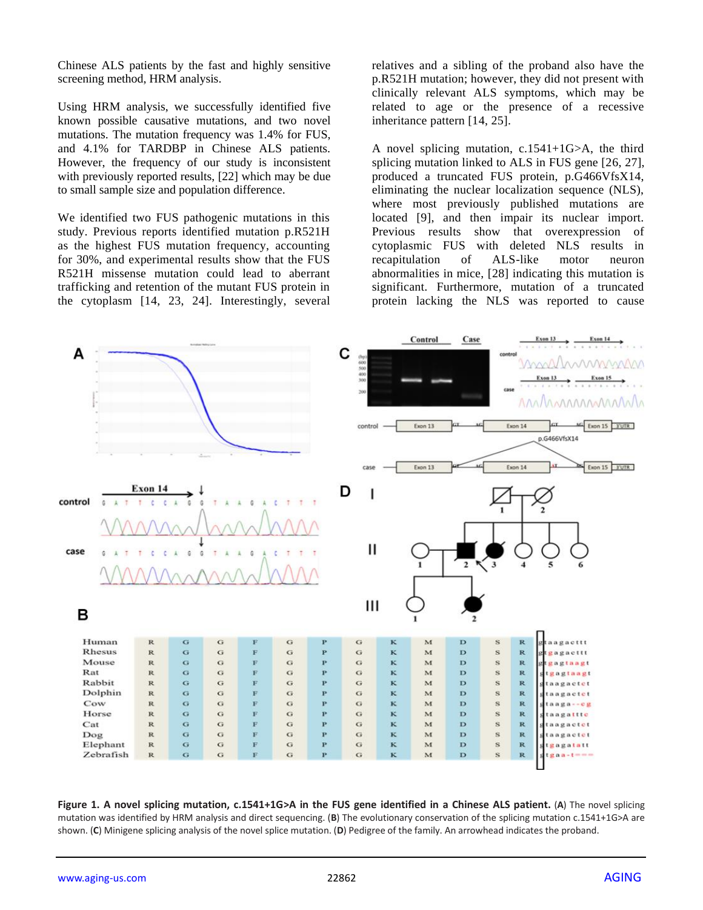Chinese ALS patients by the fast and highly sensitive screening method, HRM analysis.

Using HRM analysis, we successfully identified five known possible causative mutations, and two novel mutations. The mutation frequency was 1.4% for FUS, and 4.1% for TARDBP in Chinese ALS patients. However, the frequency of our study is inconsistent with previously reported results, [22] which may be due to small sample size and population difference.

We identified two FUS pathogenic mutations in this study. Previous reports identified mutation p.R521H as the highest FUS mutation frequency, accounting for 30%, and experimental results show that the FUS R521H missense mutation could lead to aberrant trafficking and retention of the mutant FUS protein in the cytoplasm [14, 23, 24]. Interestingly, several relatives and a sibling of the proband also have the p.R521H mutation; however, they did not present with clinically relevant ALS symptoms, which may be related to age or the presence of a recessive inheritance pattern [14, 25].

A novel splicing mutation, c.1541+1G>A, the third splicing mutation linked to ALS in FUS gene [26, 27], produced a truncated FUS protein, p.G466VfsX14, eliminating the nuclear localization sequence (NLS), where most previously published mutations are located [9], and then impair its nuclear import. Previous results show that overexpression of cytoplasmic FUS with deleted NLS results in recapitulation of ALS-like motor neuron abnormalities in mice, [28] indicating this mutation is significant. Furthermore, mutation of a truncated protein lacking the NLS was reported to cause

**Figure 1. A novel splicing mutation, c.1541+1G>A in the FUS gene identified in a Chinese ALS patient.** (**A**) The novel splicing mutation was identified by HRM analysis and direct sequencing. (**B**) The evolutionary conservation of the splicing mutation c.1541+1G>A are shown. (**C**) Minigene splicing analysis of the novel splice mutation. (**D**) Pedigree of the family. An arrowhead indicates the proband.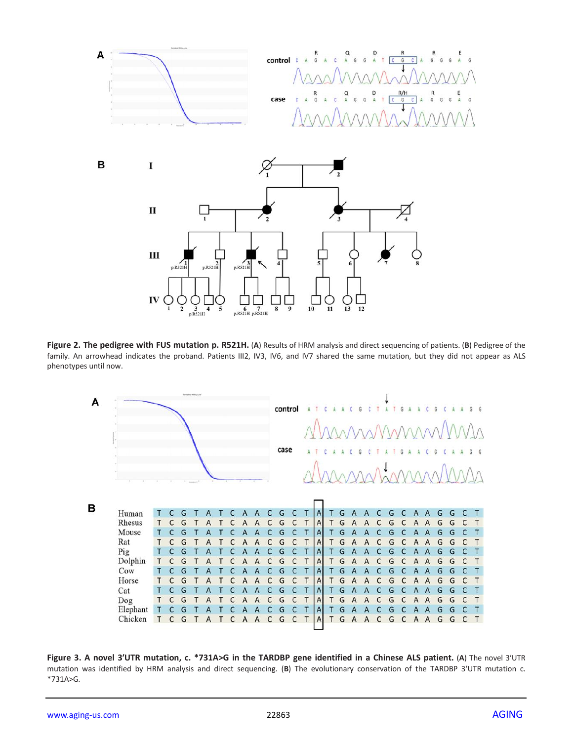**Figure 2. The pedigree with FUS mutation p. R521H.** (**A**) Results of HRM analysis and direct sequencing of patients. (**B**) Pedigree of the family. An arrowhead indicates the proband. Patients III2, IV3, IV6, and IV7 shared the same mutation, but they did not appear as ALS phenotypes until now.

**Figure 3. A novel 3'UTR mutation, c. *731A>G in the TARDBP gene identified in a Chinese ALS patient.** (**A**) The novel 3'UTR mutation was identified by HRM analysis and direct sequencing. (**B**) The evolutionary conservation of the TARDBP 3'UTR mutation c. *731A>G.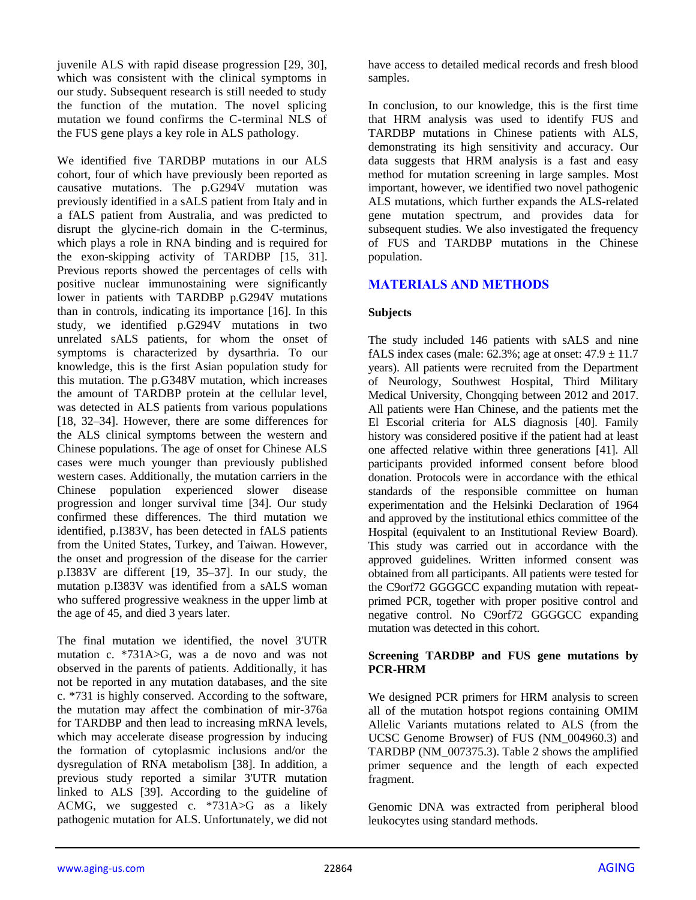juvenile ALS with rapid disease progression [29, 30], which was consistent with the clinical symptoms in our study. Subsequent research is still needed to study the function of the mutation. The novel splicing mutation we found confirms the C-terminal NLS of the FUS gene plays a key role in ALS pathology.

We identified five TARDBP mutations in our ALS cohort, four of which have previously been reported as causative mutations. The p.G294V mutation was previously identified in a sALS patient from Italy and in a fALS patient from Australia, and was predicted to disrupt the glycine-rich domain in the C-terminus, which plays a role in RNA binding and is required for the exon-skipping activity of TARDBP [15, 31]. Previous reports showed the percentages of cells with positive nuclear immunostaining were significantly lower in patients with TARDBP p.G294V mutations than in controls, indicating its importance [16]. In this study, we identified p.G294V mutations in two unrelated sALS patients, for whom the onset of symptoms is characterized by dysarthria. To our knowledge, this is the first Asian population study for this mutation. The p.G348V mutation, which increases the amount of TARDBP protein at the cellular level, was detected in ALS patients from various populations [18, 32–34]. However, there are some differences for the ALS clinical symptoms between the western and Chinese populations. The age of onset for Chinese ALS cases were much younger than previously published western cases. Additionally, the mutation carriers in the Chinese population experienced slower disease progression and longer survival time [34]. Our study confirmed these differences. The third mutation we identified, p.I383V, has been detected in fALS patients from the United States, Turkey, and Taiwan. However, the onset and progression of the disease for the carrier p.I383V are different [19, 35–37]. In our study, the mutation p.I383V was identified from a sALS woman who suffered progressive weakness in the upper limb at the age of 45, and died 3 years later.

The final mutation we identified, the novel 3'UTR mutation c. *731A>G, was a de novo and was not observed in the parents of patients. Additionally, it has not be reported in any mutation databases, and the site c. *731 is highly conserved. According to the software, the mutation may affect the combination of mir-376a for TARDBP and then lead to increasing mRNA levels, which may accelerate disease progression by inducing the formation of cytoplasmic inclusions and/or the dysregulation of RNA metabolism [38]. In addition, a previous study reported a similar 3'UTR mutation linked to ALS [39]. According to the guideline of ACMG, we suggested c. *731A>G as a likely pathogenic mutation for ALS. Unfortunately, we did not have access to detailed medical records and fresh blood samples.

In conclusion, to our knowledge, this is the first time that HRM analysis was used to identify FUS and TARDBP mutations in Chinese patients with ALS, demonstrating its high sensitivity and accuracy. Our data suggests that HRM analysis is a fast and easy method for mutation screening in large samples. Most important, however, we identified two novel pathogenic ALS mutations, which further expands the ALS-related gene mutation spectrum, and provides data for subsequent studies. We also investigated the frequency of FUS and TARDBP mutations in the Chinese population.

## MATERIALS AND METHODS

### Subjects

The study included 146 patients with sALS and nine fALS index cases (male: 62.3%; age at onset: $47.9 \pm 11.7$ years). All patients were recruited from the Department of Neurology, Southwest Hospital, Third Military Medical University, Chongqing between 2012 and 2017. All patients were Han Chinese, and the patients met the El Escorial criteria for ALS diagnosis [40]. Family history was considered positive if the patient had at least one affected relative within three generations [41]. All participants provided informed consent before blood donation. Protocols were in accordance with the ethical standards of the responsible committee on human experimentation and the Helsinki Declaration of 1964 and approved by the institutional ethics committee of the Hospital (equivalent to an Institutional Review Board). This study was carried out in accordance with the approved guidelines. Written informed consent was obtained from all participants. All patients were tested for the C9orf72 GGGGCC expanding mutation with repeat-primed PCR, together with proper positive control and negative control. No C9orf72 GGGGCC expanding mutation was detected in this cohort.

### Screening TARDBP and FUS gene mutations by PCR-HRM

We designed PCR primers for HRM analysis to screen all of the mutation hotspot regions containing OMIM Allelic Variants mutations related to ALS (from the UCSC Genome Browser) of FUS (NM_004960.3) and TARDBP (NM_007375.3). Table 2 shows the amplified primer sequence and the length of each expected fragment.

Genomic DNA was extracted from peripheral blood leukocytes using standard methods.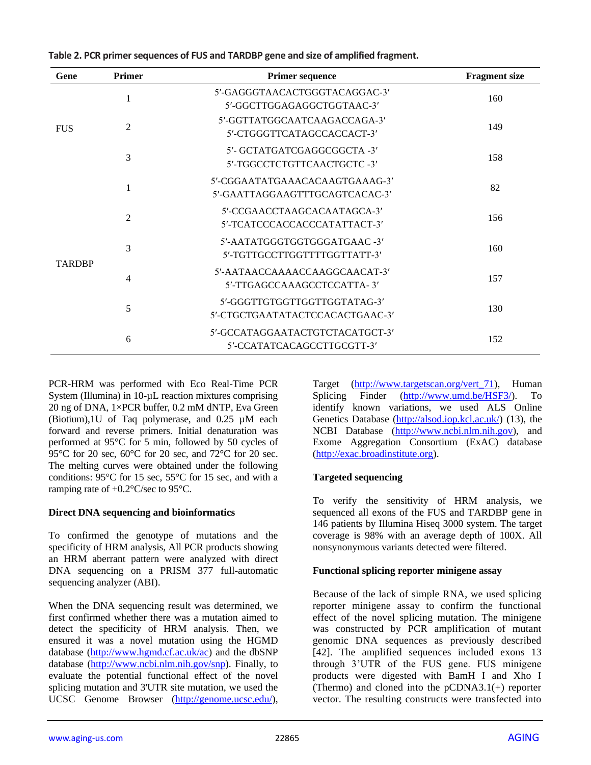**Table 2. PCR primer sequences of FUS and TARDBP gene and size of amplified fragment.**

| Gene | Primer | Primer sequence | Fragment size |
|---|---|---|---|
| FUS | 1 | 5′-GAGGGTAACACTGGGTACAGGAC-3′<br>5′-GGCTTGGAGAGGCTGGTAAC-3′ | 160 |
| | 2 | 5′-GGTTATGGCAATCAAGACCAGA-3′<br>5′-CTGGGTTCATAGCCACCACT-3′ | 149 |
| | 3 | 5′- GCTATGATCGAGGCGGCTA -3′<br>5′-TGGCCTCTGTTCAACTGCTC -3′ | 158 |
| TARDBP | 1 | 5′-CGGAATATGAAACACAAGTGAAAG-3′<br>5′-GAATTAGGAAGTTTGCAGTCACAC-3′ | 82 |
| | 2 | 5′-CCGAACCTAAGCACAATAGCA-3′<br>5′-TCATCCCACCACCCATATTACT-3′ | 156 |
| | 3 | 5′-AATATGGGTGGTGGGATGAAC -3′<br>5′-TGTTGCCTTGGTTTTGGTTATT-3′ | 160 |
| | 4 | 5′-AATAACCAAAACCAAGGCAACAT-3′<br>5′-TTGAGCCAAAGCCTCCATTA- 3′ | 157 |
| | 5 | 5′-GGGTTGTGGTTGGTTGGTATAG-3′<br>5′-CTGCTGAATATACTCCACACTGAAC-3′ | 130 |
| | 6 | 5′-GCCATAGGAATACTGTCTACATGCT-3′<br>5′-CCATATCACAGCCTTGCGTT-3′ | 152 |

PCR-HRM was performed with Eco Real-Time PCR System (Illumina) in 10-µL reaction mixtures comprising 20 ng of DNA, 1×PCR buffer, 0.2 mM dNTP, Eva Green (Biotium),1U of Taq polymerase, and 0.25 µM each forward and reverse primers. Initial denaturation was performed at 95°C for 5 min, followed by 50 cycles of 95°C for 20 sec, 60°C for 20 sec, and 72°C for 20 sec. The melting curves were obtained under the following conditions: 95°C for 15 sec, 55°C for 15 sec, and with a ramping rate of +0.2°C/sec to 95°C.

### Direct DNA sequencing and bioinformatics

To confirmed the genotype of mutations and the specificity of HRM analysis, All PCR products showing an HRM aberrant pattern were analyzed with direct DNA sequencing on a PRISM 377 full-automatic sequencing analyzer (ABI).

When the DNA sequencing result was determined, we first confirmed whether there was a mutation aimed to detect the specificity of HRM analysis. Then, we ensured it was a novel mutation using the HGMD database (http://www.hgmd.cf.ac.uk/ac) and the dbSNP database (http://www.ncbi.nlm.nih.gov/snp). Finally, to evaluate the potential functional effect of the novel splicing mutation and 3'UTR site mutation, we used the UCSC Genome Browser (http://genome.ucsc.edu/), Target (http://www.targetscan.org/vert_71), Human Splicing Finder (http://www.umd.be/HSF3/). To identify known variations, we used ALS Online Genetics Database (http://alsod.iop.kcl.ac.uk/) (13), the NCBI Database (http://www.ncbi.nlm.nih.gov), and Exome Aggregation Consortium (ExAC) database (http://exac.broadinstitute.org).

### Targeted sequencing

To verify the sensitivity of HRM analysis, we sequenced all exons of the FUS and TARDBP gene in 146 patients by Illumina Hiseq 3000 system. The target coverage is 98% with an average depth of 100X. All nonsynonymous variants detected were filtered.

### Functional splicing reporter minigene assay

Because of the lack of simple RNA, we used splicing reporter minigene assay to confirm the functional effect of the novel splicing mutation. The minigene was constructed by PCR amplification of mutant genomic DNA sequences as previously described [42]. The amplified sequences included exons 13 through 3'UTR of the FUS gene. FUS minigene products were digested with BamH I and Xho I (Thermo) and cloned into the pCDNA3.1(+) reporter vector. The resulting constructs were transfected into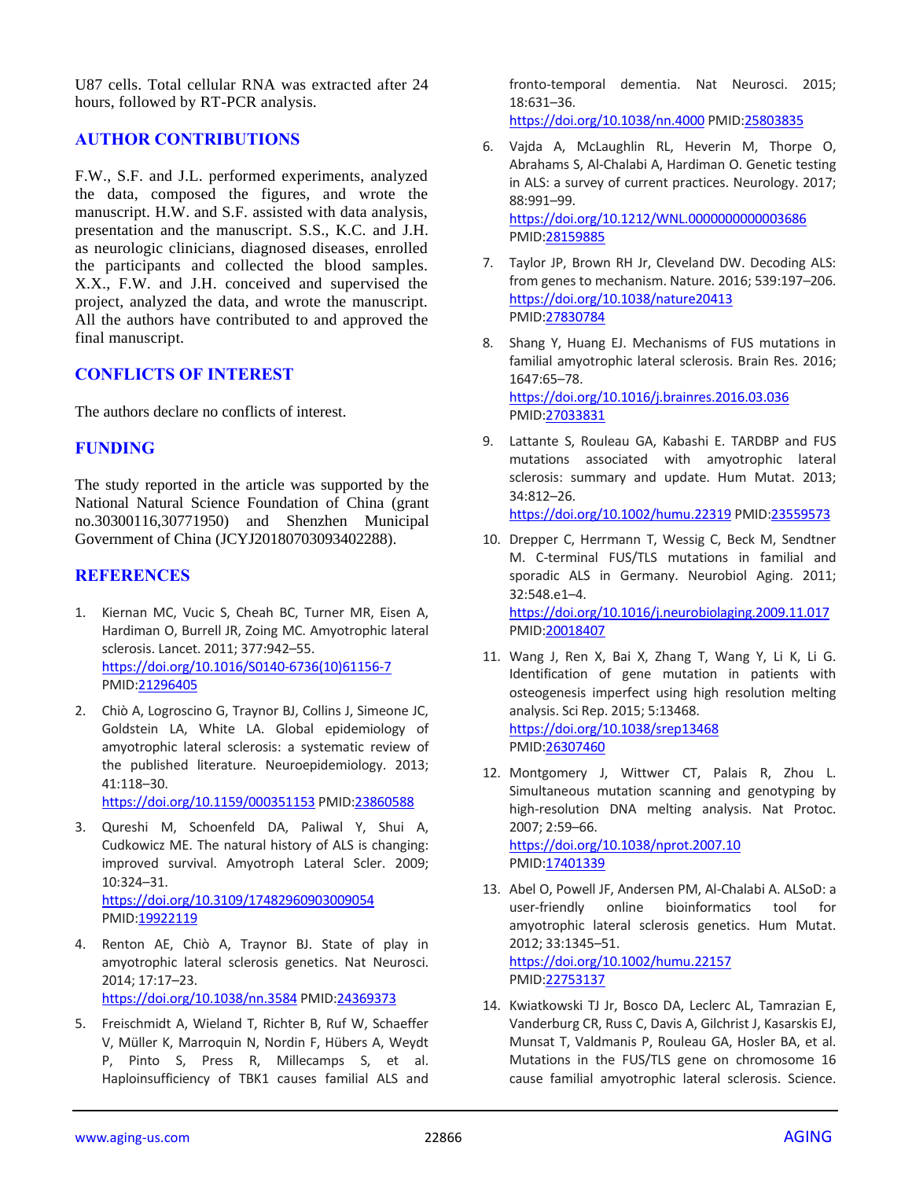U87 cells. Total cellular RNA was extracted after 24 hours, followed by RT-PCR analysis.

## AUTHOR CONTRIBUTIONS

F.W., S.F. and J.L. performed experiments, analyzed the data, composed the figures, and wrote the manuscript. H.W. and S.F. assisted with data analysis, presentation and the manuscript. S.S., K.C. and J.H. as neurologic clinicians, diagnosed diseases, enrolled the participants and collected the blood samples. X.X., F.W. and J.H. conceived and supervised the project, analyzed the data, and wrote the manuscript. All the authors have contributed to and approved the final manuscript.

## CONFLICTS OF INTEREST

The authors declare no conflicts of interest.

## FUNDING

The study reported in the article was supported by the National Natural Science Foundation of China (grant no.30300116,30771950) and Shenzhen Municipal Government of China (JCYJ20180703093402288).

## REFERENCES

1. Kiernan MC, Vucic S, Cheah BC, Turner MR, Eisen A, Hardiman O, Burrell JR, Zoing MC. Amyotrophic lateral sclerosis. Lancet. 2011; 377:942–55. https://doi.org/10.1016/S0140-6736(10)61156-7 PMID:21296405

2. Chiò A, Logroscino G, Traynor BJ, Collins J, Simeone JC, Goldstein LA, White LA. Global epidemiology of amyotrophic lateral sclerosis: a systematic review of the published literature. Neuroepidemiology. 2013; 41:118–30. https://doi.org/10.1159/000351153 PMID:23860588

3. Qureshi M, Schoenfeld DA, Paliwal Y, Shui A, Cudkowicz ME. The natural history of ALS is changing: improved survival. Amyotroph Lateral Scler. 2009; 10:324–31. https://doi.org/10.3109/17482960903009054 PMID:19922119

4. Renton AE, Chiò A, Traynor BJ. State of play in amyotrophic lateral sclerosis genetics. Nat Neurosci. 2014; 17:17–23. https://doi.org/10.1038/nn.3584 PMID:24369373

5. Freischmidt A, Wieland T, Richter B, Ruf W, Schaeffer V, Müller K, Marroquin N, Nordin F, Hübers A, Weydt P, Pinto S, Press R, Millecamps S, et al. Haploinsufficiency of TBK1 causes familial ALS and fronto-temporal dementia. Nat Neurosci. 2015; 18:631–36. https://doi.org/10.1038/nn.4000 PMID:25803835

6. Vajda A, McLaughlin RL, Heverin M, Thorpe O, Abrahams S, Al-Chalabi A, Hardiman O. Genetic testing in ALS: a survey of current practices. Neurology. 2017; 88:991–99. https://doi.org/10.1212/WNL.0000000000003686 PMID:28159885

7. Taylor JP, Brown RH Jr, Cleveland DW. Decoding ALS: from genes to mechanism. Nature. 2016; 539:197–206. https://doi.org/10.1038/nature20413 PMID:27830784

8. Shang Y, Huang EJ. Mechanisms of FUS mutations in familial amyotrophic lateral sclerosis. Brain Res. 2016; 1647:65–78. https://doi.org/10.1016/j.brainres.2016.03.036 PMID:27033831

9. Lattante S, Rouleau GA, Kabashi E. TARDBP and FUS mutations associated with amyotrophic lateral sclerosis: summary and update. Hum Mutat. 2013; 34:812–26. https://doi.org/10.1002/humu.22319 PMID:23559573

10. Drepper C, Herrmann T, Wessig C, Beck M, Sendtner M. C-terminal FUS/TLS mutations in familial and sporadic ALS in Germany. Neurobiol Aging. 2011; 32:548.e1–4. https://doi.org/10.1016/j.neurobiolaging.2009.11.017 PMID:20018407

11. Wang J, Ren X, Bai X, Zhang T, Wang Y, Li K, Li G. Identification of gene mutation in patients with osteogenesis imperfect using high resolution melting analysis. Sci Rep. 2015; 5:13468. https://doi.org/10.1038/srep13468 PMID:26307460

12. Montgomery J, Wittwer CT, Palais R, Zhou L. Simultaneous mutation scanning and genotyping by high-resolution DNA melting analysis. Nat Protoc. 2007; 2:59–66. https://doi.org/10.1038/nprot.2007.10 PMID:17401339

13. Abel O, Powell JF, Andersen PM, Al-Chalabi A. ALSoD: a user-friendly online bioinformatics tool for amyotrophic lateral sclerosis genetics. Hum Mutat. 2012; 33:1345–51. https://doi.org/10.1002/humu.22157 PMID:22753137

14. Kwiatkowski TJ Jr, Bosco DA, Leclerc AL, Tamrazian E, Vanderburg CR, Russ C, Davis A, Gilchrist J, Kasarskis EJ, Munsat T, Valdmanis P, Rouleau GA, Hosler BA, et al. Mutations in the FUS/TLS gene on chromosome 16 cause familial amyotrophic lateral sclerosis. Science.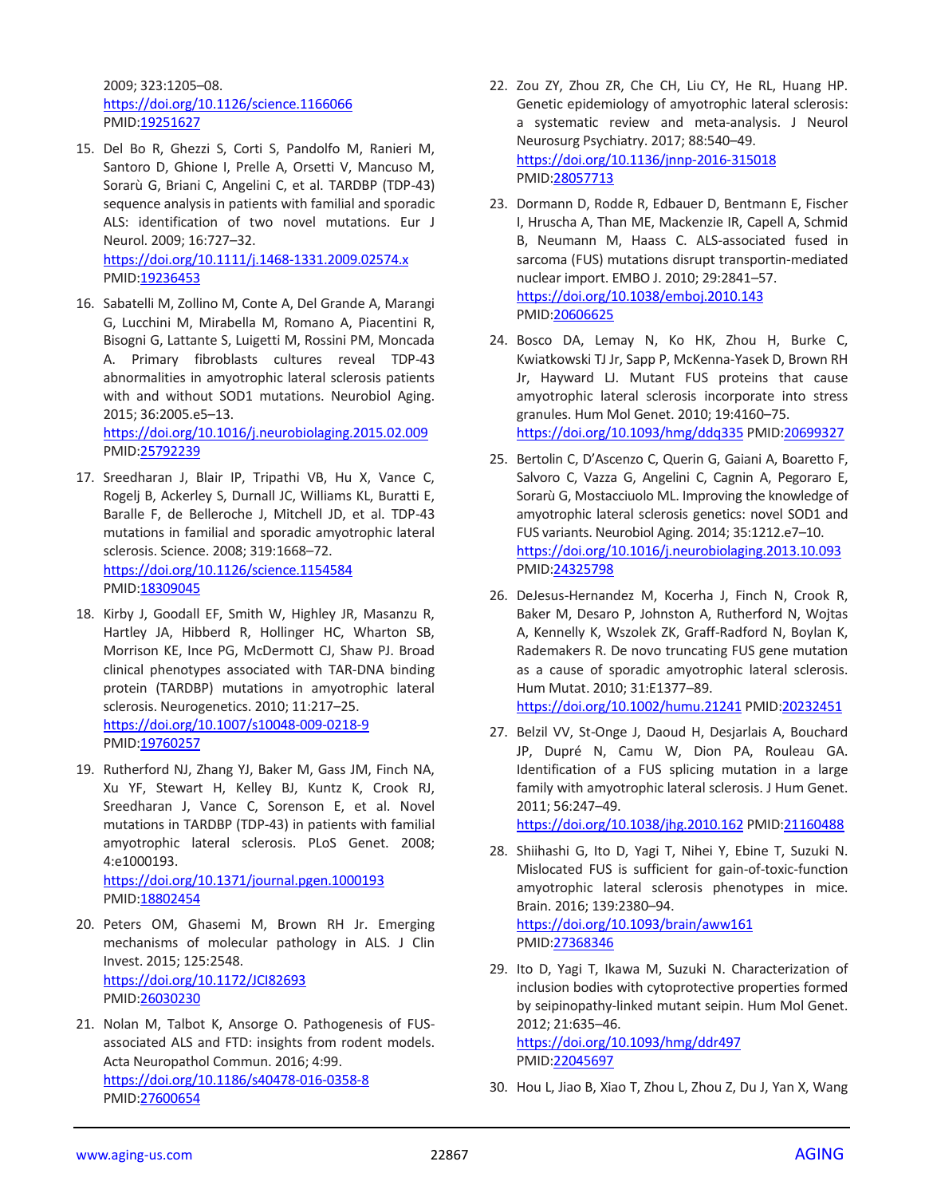2009; 323:1205–08.
https://doi.org/10.1126/science.1166066
PMID:19251627

15. Del Bo R, Ghezzi S, Corti S, Pandolfo M, Ranieri M, Santoro D, Ghione I, Prelle A, Orsetti V, Mancuso M, Sorarù G, Briani C, Angelini C, et al. TARDBP (TDP-43) sequence analysis in patients with familial and sporadic ALS: identification of two novel mutations. Eur J Neurol. 2009; 16:727–32.
https://doi.org/10.1111/j.1468-1331.2009.02574.x
PMID:19236453

16. Sabatelli M, Zollino M, Conte A, Del Grande A, Marangi G, Lucchini M, Mirabella M, Romano A, Piacentini R, Bisogni G, Lattante S, Luigetti M, Rossini PM, Moncada A. Primary fibroblasts cultures reveal TDP-43 abnormalities in amyotrophic lateral sclerosis patients with and without SOD1 mutations. Neurobiol Aging. 2015; 36:2005.e5–13.
https://doi.org/10.1016/j.neurobiolaging.2015.02.009
PMID:25792239

17. Sreedharan J, Blair IP, Tripathi VB, Hu X, Vance C, Rogelj B, Ackerley S, Durnall JC, Williams KL, Buratti E, Baralle F, de Belleroche J, Mitchell JD, et al. TDP-43 mutations in familial and sporadic amyotrophic lateral sclerosis. Science. 2008; 319:1668–72.
https://doi.org/10.1126/science.1154584
PMID:18309045

18. Kirby J, Goodall EF, Smith W, Highley JR, Masanzu R, Hartley JA, Hibberd R, Hollinger HC, Wharton SB, Morrison KE, Ince PG, McDermott CJ, Shaw PJ. Broad clinical phenotypes associated with TAR-DNA binding protein (TARDBP) mutations in amyotrophic lateral sclerosis. Neurogenetics. 2010; 11:217–25.
https://doi.org/10.1007/s10048-009-0218-9
PMID:19760257

19. Rutherford NJ, Zhang YJ, Baker M, Gass JM, Finch NA, Xu YF, Stewart H, Kelley BJ, Kuntz K, Crook RJ, Sreedharan J, Vance C, Sorenson E, et al. Novel mutations in TARDBP (TDP-43) in patients with familial amyotrophic lateral sclerosis. PLoS Genet. 2008; 4:e1000193.
https://doi.org/10.1371/journal.pgen.1000193
PMID:18802454

20. Peters OM, Ghasemi M, Brown RH Jr. Emerging mechanisms of molecular pathology in ALS. J Clin Invest. 2015; 125:2548.
https://doi.org/10.1172/JCI82693
PMID:26030230

21. Nolan M, Talbot K, Ansorge O. Pathogenesis of FUS-associated ALS and FTD: insights from rodent models. Acta Neuropathol Commun. 2016; 4:99.
https://doi.org/10.1186/s40478-016-0358-8
PMID:27600654

22. Zou ZY, Zhou ZR, Che CH, Liu CY, He RL, Huang HP. Genetic epidemiology of amyotrophic lateral sclerosis: a systematic review and meta-analysis. J Neurol Neurosurg Psychiatry. 2017; 88:540–49.
https://doi.org/10.1136/jnnp-2016-315018
PMID:28057713

23. Dormann D, Rodde R, Edbauer D, Bentmann E, Fischer I, Hruscha A, Than ME, Mackenzie IR, Capell A, Schmid B, Neumann M, Haass C. ALS-associated fused in sarcoma (FUS) mutations disrupt transportin-mediated nuclear import. EMBO J. 2010; 29:2841–57.
https://doi.org/10.1038/emboj.2010.143
PMID:20606625

24. Bosco DA, Lemay N, Ko HK, Zhou H, Burke C, Kwiatkowski TJ Jr, Sapp P, McKenna-Yasek D, Brown RH Jr, Hayward LJ. Mutant FUS proteins that cause amyotrophic lateral sclerosis incorporate into stress granules. Hum Mol Genet. 2010; 19:4160–75.
https://doi.org/10.1093/hmg/ddq335 PMID:20699327

25. Bertolin C, D'Ascenzo C, Querin G, Gaiani A, Boaretto F, Salvoro C, Vazza G, Angelini C, Cagnin A, Pegoraro E, Sorarù G, Mostacciuolo ML. Improving the knowledge of amyotrophic lateral sclerosis genetics: novel SOD1 and FUS variants. Neurobiol Aging. 2014; 35:1212.e7–10.
https://doi.org/10.1016/j.neurobiolaging.2013.10.093
PMID:24325798

26. DeJesus-Hernandez M, Kocerha J, Finch N, Crook R, Baker M, Desaro P, Johnston A, Rutherford N, Wojtas A, Kennelly K, Wszolek ZK, Graff-Radford N, Boylan K, Rademakers R. De novo truncating FUS gene mutation as a cause of sporadic amyotrophic lateral sclerosis. Hum Mutat. 2010; 31:E1377–89.
https://doi.org/10.1002/humu.21241 PMID:20232451

27. Belzil VV, St-Onge J, Daoud H, Desjarlais A, Bouchard JP, Dupré N, Camu W, Dion PA, Rouleau GA. Identification of a FUS splicing mutation in a large family with amyotrophic lateral sclerosis. J Hum Genet. 2011; 56:247–49.
https://doi.org/10.1038/jhg.2010.162 PMID:21160488

28. Shiihashi G, Ito D, Yagi T, Nihei Y, Ebine T, Suzuki N. Mislocated FUS is sufficient for gain-of-toxic-function amyotrophic lateral sclerosis phenotypes in mice. Brain. 2016; 139:2380–94.
https://doi.org/10.1093/brain/aww161
PMID:27368346

29. Ito D, Yagi T, Ikawa M, Suzuki N. Characterization of inclusion bodies with cytoprotective properties formed by seipinopathy-linked mutant seipin. Hum Mol Genet. 2012; 21:635–46.
https://doi.org/10.1093/hmg/ddr497
PMID:22045697

30. Hou L, Jiao B, Xiao T, Zhou L, Zhou Z, Du J, Yan X, Wang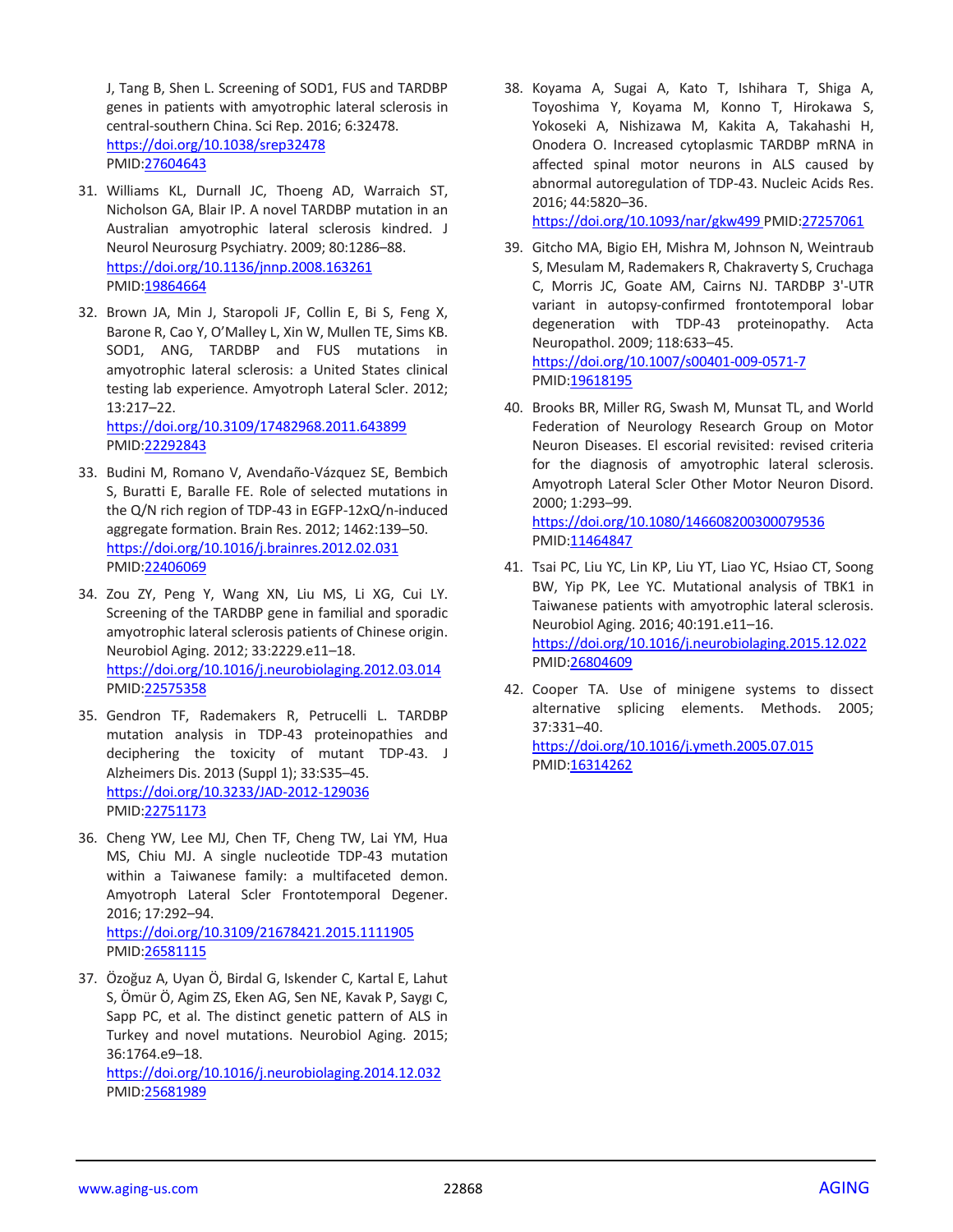J, Tang B, Shen L. Screening of SOD1, FUS and TARDBP genes in patients with amyotrophic lateral sclerosis in central-southern China. Sci Rep. 2016; 6:32478. https://doi.org/10.1038/srep32478 PMID:27604643

31. Williams KL, Durnall JC, Thoeng AD, Warraich ST, Nicholson GA, Blair IP. A novel TARDBP mutation in an Australian amyotrophic lateral sclerosis kindred. J Neurol Neurosurg Psychiatry. 2009; 80:1286–88. https://doi.org/10.1136/jnnp.2008.163261 PMID:19864664

32. Brown JA, Min J, Staropoli JF, Collin E, Bi S, Feng X, Barone R, Cao Y, O'Malley L, Xin W, Mullen TE, Sims KB. SOD1, ANG, TARDBP and FUS mutations in amyotrophic lateral sclerosis: a United States clinical testing lab experience. Amyotroph Lateral Scler. 2012; 13:217–22. https://doi.org/10.3109/17482968.2011.643899 PMID:22292843

33. Budini M, Romano V, Avendaño-Vázquez SE, Bembich S, Buratti E, Baralle FE. Role of selected mutations in the Q/N rich region of TDP-43 in EGFP-12xQ/n-induced aggregate formation. Brain Res. 2012; 1462:139–50. https://doi.org/10.1016/j.brainres.2012.02.031 PMID:22406069

34. Zou ZY, Peng Y, Wang XN, Liu MS, Li XG, Cui LY. Screening of the TARDBP gene in familial and sporadic amyotrophic lateral sclerosis patients of Chinese origin. Neurobiol Aging. 2012; 33:2229.e11–18. https://doi.org/10.1016/j.neurobiolaging.2012.03.014 PMID:22575358

35. Gendron TF, Rademakers R, Petrucelli L. TARDBP mutation analysis in TDP-43 proteinopathies and deciphering the toxicity of mutant TDP-43. J Alzheimers Dis. 2013 (Suppl 1); 33:S35–45. https://doi.org/10.3233/JAD-2012-129036 PMID:22751173

36. Cheng YW, Lee MJ, Chen TF, Cheng TW, Lai YM, Hua MS, Chiu MJ. A single nucleotide TDP-43 mutation within a Taiwanese family: a multifaceted demon. Amyotroph Lateral Scler Frontotemporal Degener. 2016; 17:292–94. https://doi.org/10.3109/21678421.2015.1111905 PMID:26581115

37. Özoğuz A, Uyan Ö, Birdal G, Iskender C, Kartal E, Lahut S, Ömür Ö, Agim ZS, Eken AG, Sen NE, Kavak P, Saygı C, Sapp PC, et al. The distinct genetic pattern of ALS in Turkey and novel mutations. Neurobiol Aging. 2015; 36:1764.e9–18. https://doi.org/10.1016/j.neurobiolaging.2014.12.032 PMID:25681989

38. Koyama A, Sugai A, Kato T, Ishihara T, Shiga A, Toyoshima Y, Koyama M, Konno T, Hirokawa S, Yokoseki A, Nishizawa M, Kakita A, Takahashi H, Onodera O. Increased cytoplasmic TARDBP mRNA in affected spinal motor neurons in ALS caused by abnormal autoregulation of TDP-43. Nucleic Acids Res. 2016; 44:5820–36. https://doi.org/10.1093/nar/gkw499 PMID:27257061

39. Gitcho MA, Bigio EH, Mishra M, Johnson N, Weintraub S, Mesulam M, Rademakers R, Chakraverty S, Cruchaga C, Morris JC, Goate AM, Cairns NJ. TARDBP 3'-UTR variant in autopsy-confirmed frontotemporal lobar degeneration with TDP-43 proteinopathy. Acta Neuropathol. 2009; 118:633–45. https://doi.org/10.1007/s00401-009-0571-7 PMID:19618195

40. Brooks BR, Miller RG, Swash M, Munsat TL, and World Federation of Neurology Research Group on Motor Neuron Diseases. El escorial revisited: revised criteria for the diagnosis of amyotrophic lateral sclerosis. Amyotroph Lateral Scler Other Motor Neuron Disord. 2000; 1:293–99. https://doi.org/10.1080/146608200300079536 PMID:11464847

41. Tsai PC, Liu YC, Lin KP, Liu YT, Liao YC, Hsiao CT, Soong BW, Yip PK, Lee YC. Mutational analysis of TBK1 in Taiwanese patients with amyotrophic lateral sclerosis. Neurobiol Aging. 2016; 40:191.e11–16. https://doi.org/10.1016/j.neurobiolaging.2015.12.022 PMID:26804609

42. Cooper TA. Use of minigene systems to dissect alternative splicing elements. Methods. 2005; 37:331–40. https://doi.org/10.1016/j.ymeth.2005.07.015 PMID:16314262